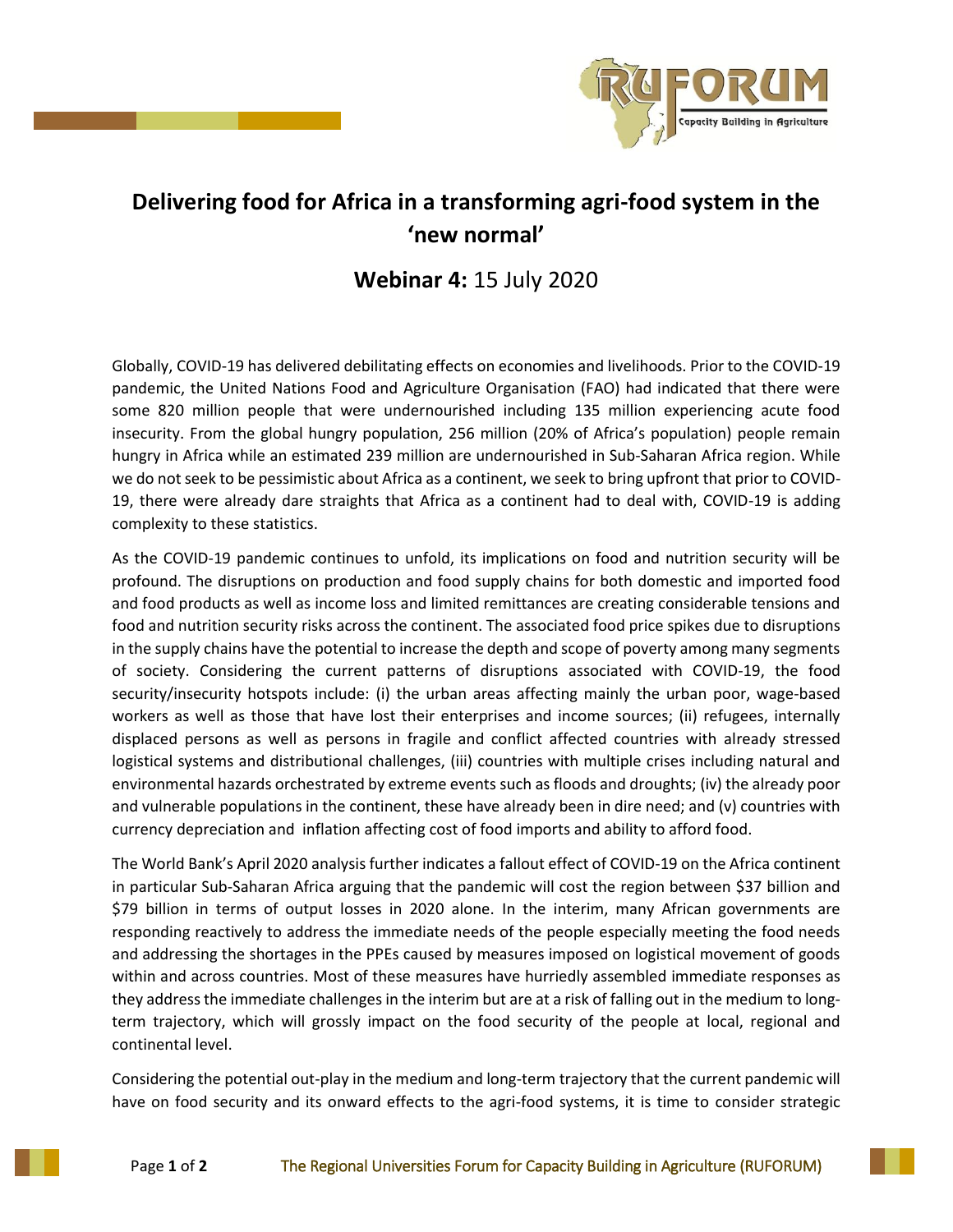# Delivering food for Africa in a transforming agri-food system in the 'new normal'

## Webinar 4: 15 July 2020

Globally, COVID-19 has delivered debilitating effects on economies and livelihoods. Prior to the COVID-19 pandemic, the United Nations Food and Agriculture Organisation (FAO) had indicated that there were some 820 million people that were undernourished including 135 million experiencing acute food insecurity. From the global hungry population, 256 million (20% of Africa's population) people remain hungry in Africa while an estimated 239 million are undernourished in Sub-Saharan Africa region. While we do not seek to be pessimistic about Africa as a continent, we seek to bring upfront that prior to COVID-19, there were already dare straights that Africa as a continent had to deal with, COVID-19 is adding complexity to these statistics.

As the COVID-19 pandemic continues to unfold, its implications on food and nutrition security will be profound. The disruptions on production and food supply chains for both domestic and imported food and food products as well as income loss and limited remittances are creating considerable tensions and food and nutrition security risks across the continent. The associated food price spikes due to disruptions in the supply chains have the potential to increase the depth and scope of poverty among many segments of society. Considering the current patterns of disruptions associated with COVID-19, the food security/insecurity hotspots include: (i) the urban areas affecting mainly the urban poor, wage-based workers as well as those that have lost their enterprises and income sources; (ii) refugees, internally displaced persons as well as persons in fragile and conflict affected countries with already stressed logistical systems and distributional challenges, (iii) countries with multiple crises including natural and environmental hazards orchestrated by extreme events such as floods and droughts; (iv) the already poor and vulnerable populations in the continent, these have already been in dire need; and (v) countries with currency depreciation and inflation affecting cost of food imports and ability to afford food.

The World Bank's April 2020 analysis further indicates a fallout effect of COVID-19 on the Africa continent in particular Sub-Saharan Africa arguing that the pandemic will cost the region between $37 billion and $79 billion in terms of output losses in 2020 alone. In the interim, many African governments are responding reactively to address the immediate needs of the people especially meeting the food needs and addressing the shortages in the PPEs caused by measures imposed on logistical movement of goods within and across countries. Most of these measures have hurriedly assembled immediate responses as they address the immediate challenges in the interim but are at a risk of falling out in the medium to long-term trajectory, which will grossly impact on the food security of the people at local, regional and continental level.

Considering the potential out-play in the medium and long-term trajectory that the current pandemic will have on food security and its onward effects to the agri-food systems, it is time to consider strategic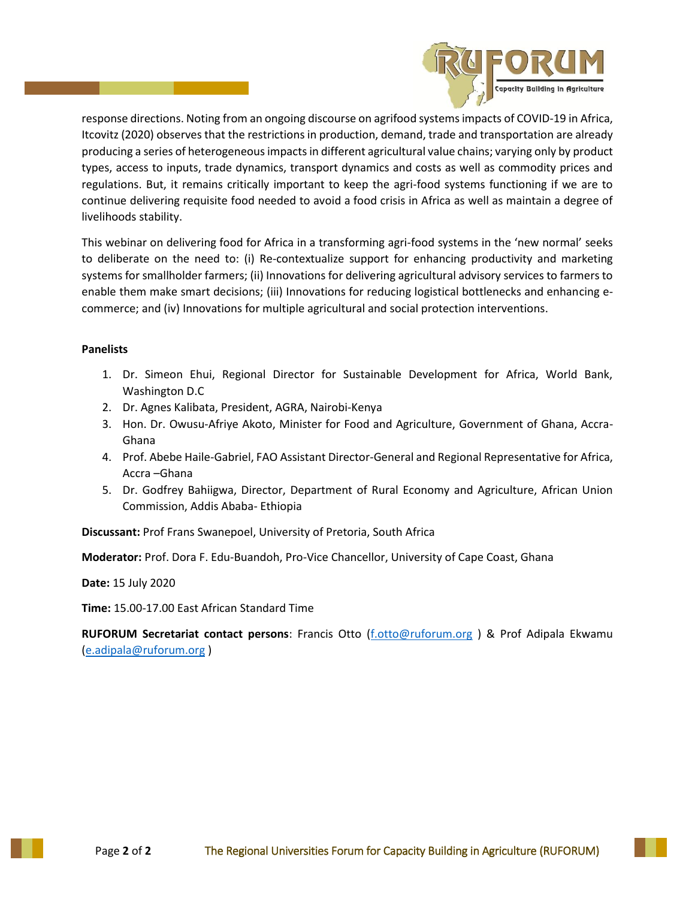response directions. Noting from an ongoing discourse on agrifood systems impacts of COVID-19 in Africa, Itcovitz (2020) observes that the restrictions in production, demand, trade and transportation are already producing a series of heterogeneous impacts in different agricultural value chains; varying only by product types, access to inputs, trade dynamics, transport dynamics and costs as well as commodity prices and regulations. But, it remains critically important to keep the agri-food systems functioning if we are to continue delivering requisite food needed to avoid a food crisis in Africa as well as maintain a degree of livelihoods stability.

This webinar on delivering food for Africa in a transforming agri-food systems in the 'new normal' seeks to deliberate on the need to: (i) Re-contextualize support for enhancing productivity and marketing systems for smallholder farmers; (ii) Innovations for delivering agricultural advisory services to farmers to enable them make smart decisions; (iii) Innovations for reducing logistical bottlenecks and enhancing e-commerce; and (iv) Innovations for multiple agricultural and social protection interventions.

**Panelists**

1. Dr. Simeon Ehui, Regional Director for Sustainable Development for Africa, World Bank, Washington D.C
2. Dr. Agnes Kalibata, President, AGRA, Nairobi-Kenya
3. Hon. Dr. Owusu-Afriye Akoto, Minister for Food and Agriculture, Government of Ghana, Accra-Ghana
4. Prof. Abebe Haile-Gabriel, FAO Assistant Director-General and Regional Representative for Africa, Accra –Ghana
5. Dr. Godfrey Bahiigwa, Director, Department of Rural Economy and Agriculture, African Union Commission, Addis Ababa- Ethiopia

**Discussant:** Prof Frans Swanepoel, University of Pretoria, South Africa

**Moderator:** Prof. Dora F. Edu-Buandoh, Pro-Vice Chancellor, University of Cape Coast, Ghana

**Date:** 15 July 2020

**Time:** 15.00-17.00 East African Standard Time

**RUFORUM Secretariat contact persons**: Francis Otto (f.otto@ruforum.org ) & Prof Adipala Ekwamu (e.adipala@ruforum.org )